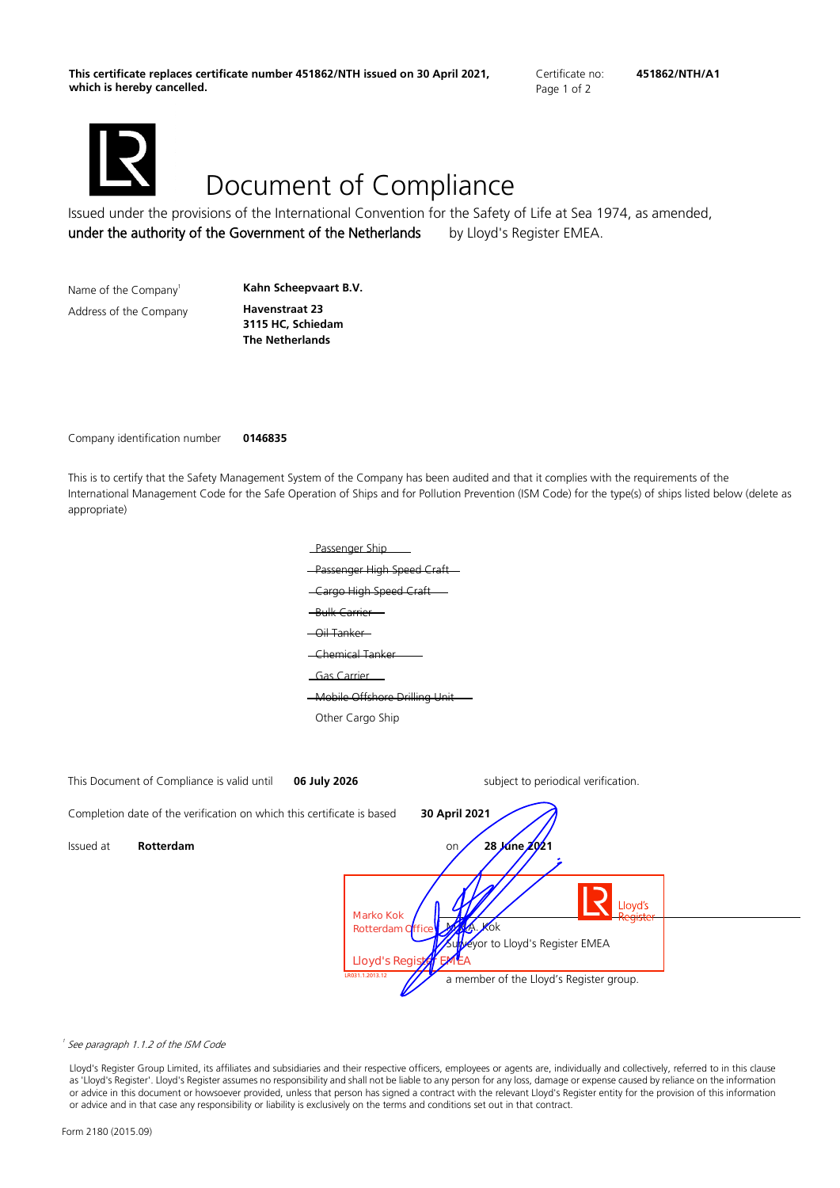**This certificate replaces certificate number 451862/NTH issued on 30 April 2021, which is hereby cancelled.**

Certificate no: **451862/NTH/A1**

# Document of Compliance

Issued under the provisions of the International Convention for the Safety of Life at Sea 1974, as amended, under the authority of the Government of the Netherlands by Lloyd's Register EMEA.

| | |
|---|---|
| Name of the Company[1] | **Kahn Scheepvaart B.V.** |
| Address of the Company | **Havenstraat 23**<br>**3115 HC, Schiedam**<br>**The Netherlands** |

Company identification number **0146835**

This is to certify that the Safety Management System of the Company has been audited and that it complies with the requirements of the International Management Code for the Safe Operation of Ships and for Pollution Prevention (ISM Code) for the type(s) of ships listed below (delete as appropriate)

~~Passenger Ship~~

~~Passenger High Speed Craft~~

~~Cargo High Speed Craft~~

~~Bulk Carrier~~

~~Oil Tanker~~

~~Chemical Tanker~~

~~Gas Carrier~~

~~Mobile Offshore Drilling Unit~~

Other Cargo Ship

This Document of Compliance is valid until **06 July 2026** subject to periodical verification.

Completion date of the verification on which this certificate is based **30 April 2021**

Issued at **Rotterdam** on **28 June 2021**

Marko Kok
Rotterdam Office
Lloyd's Register EMEA
LR031.1.2013.12

M.A. Kok
Surveyor to Lloyd's Register EMEA
a member of the Lloyd's Register group.

[1] *See paragraph 1.1.2 of the ISM Code*

Lloyd's Register Group Limited, its affiliates and subsidiaries and their respective officers, employees or agents are, individually and collectively, referred to in this clause as 'Lloyd's Register'. Lloyd's Register assumes no responsibility and shall not be liable to any person for any loss, damage or expense caused by reliance on the information or advice in this document or howsoever provided, unless that person has signed a contract with the relevant Lloyd's Register entity for the provision of this information or advice and in that case any responsibility or liability is exclusively on the terms and conditions set out in that contract.

Form 2180 (2015.09)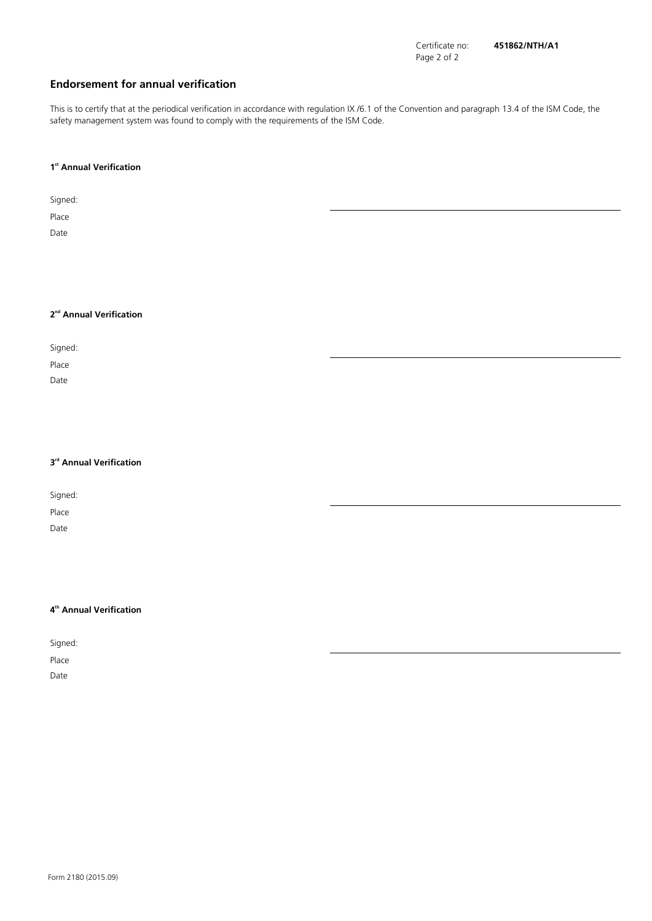Certificate no: **451862/NTH/A1**

## Endorsement for annual verification

This is to certify that at the periodical verification in accordance with regulation IX /6.1 of the Convention and paragraph 13.4 of the ISM Code, the safety management system was found to comply with the requirements of the ISM Code.

**1st Annual Verification**

Signed: ______________________________

Place

Date

**2nd Annual Verification**

Signed: ______________________________

Place

Date

**3rd Annual Verification**

Signed: ______________________________

Place

Date

**4th Annual Verification**

Signed: ______________________________

Place

Date

Form 2180 (2015.09)